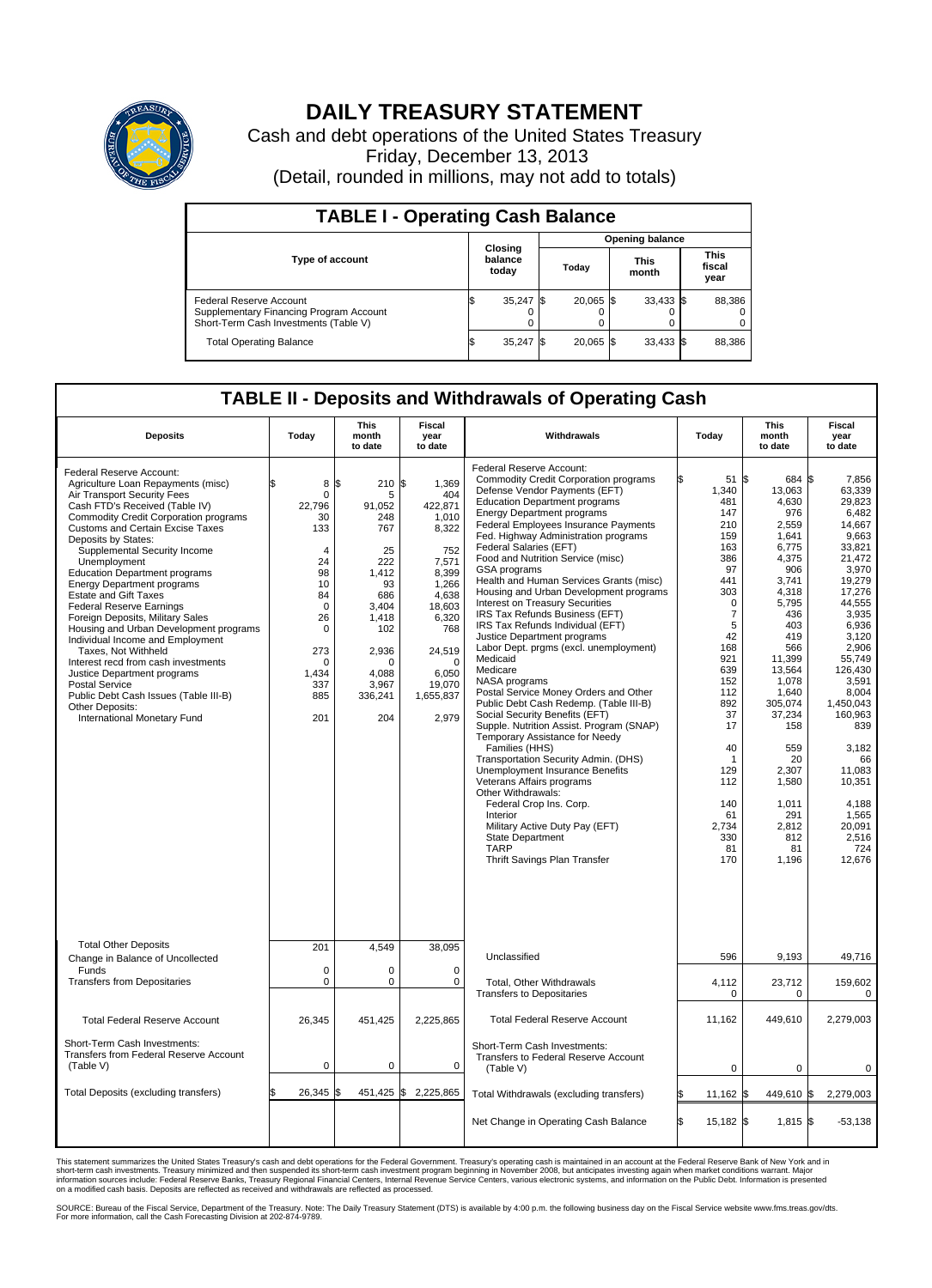# DAILY TREASURY STATEMENT

Cash and debt operations of the United States Treasury

Friday, December 13, 2013

(Detail, rounded in millions, may not add to totals)

## TABLE I - Operating Cash Balance

| Type of account | Closing balance today | Opening balance Today | Opening balance This month | Opening balance This fiscal year |
|---|---|---|---|---|
| Federal Reserve Account | $ 35,247 | $ 20,065 | $ 33,433 | $ 88,386 |
| Supplementary Financing Program Account | 0 | 0 | 0 | 0 |
| Short-Term Cash Investments (Table V) | 0 | 0 | 0 | 0 |
| Total Operating Balance | $ 35,247 | $ 20,065 | $ 33,433 | $ 88,386 |

## TABLE II - Deposits and Withdrawals of Operating Cash

| Deposits | Today | This month to date | Fiscal year to date |
|---|---|---|---|
| Federal Reserve Account: | | | |
| Agriculture Loan Repayments (misc) | $ 8 | $ 210 | $ 1,369 |
| Air Transport Security Fees | 0 | 5 | 404 |
| Cash FTD's Received (Table IV) | 22,796 | 91,052 | 422,871 |
| Commodity Credit Corporation programs | 30 | 248 | 1,010 |
| Customs and Certain Excise Taxes | 133 | 767 | 8,322 |
| Deposits by States: | | | |
| Supplemental Security Income | 4 | 25 | 752 |
| Unemployment | 24 | 222 | 7,571 |
| Education Department programs | 98 | 1,412 | 8,399 |
| Energy Department programs | 10 | 93 | 1,266 |
| Estate and Gift Taxes | 84 | 686 | 4,638 |
| Federal Reserve Earnings | 0 | 3,404 | 18,603 |
| Foreign Deposits, Military Sales | 26 | 1,418 | 6,320 |
| Housing and Urban Development programs | 0 | 102 | 768 |
| Individual Income and Employment Taxes, Not Withheld | 273 | 2,936 | 24,519 |
| Interest recd from cash investments | 0 | 0 | 0 |
| Justice Department programs | 1,434 | 4,088 | 6,050 |
| Postal Service | 337 | 3,967 | 19,070 |
| Public Debt Cash Issues (Table III-B) | 885 | 336,241 | 1,655,837 |
| Other Deposits: | | | |
| International Monetary Fund | 201 | 204 | 2,979 |
| Total Other Deposits | 201 | 4,549 | 38,095 |
| Change in Balance of Uncollected Funds | 0 | 0 | 0 |
| Transfers from Depositaries | 0 | 0 | 0 |
| Total Federal Reserve Account | 26,345 | 451,425 | 2,225,865 |
| Short-Term Cash Investments: Transfers from Federal Reserve Account (Table V) | 0 | 0 | 0 |
| Total Deposits (excluding transfers) | $ 26,345 | $ 451,425 | $ 2,225,865 |

| Withdrawals | Today | This month to date | Fiscal year to date |
|---|---|---|---|
| Federal Reserve Account: | | | |
| Commodity Credit Corporation programs | $ 51 | $ 684 | $ 7,856 |
| Defense Vendor Payments (EFT) | 1,340 | 13,063 | 63,339 |
| Education Department programs | 481 | 4,630 | 29,823 |
| Energy Department programs | 147 | 976 | 6,482 |
| Federal Employees Insurance Payments | 210 | 2,559 | 14,667 |
| Fed. Highway Administration programs | 159 | 1,641 | 9,663 |
| Federal Salaries (EFT) | 163 | 6,775 | 33,821 |
| Food and Nutrition Service (misc) | 386 | 4,375 | 21,472 |
| GSA programs | 97 | 906 | 3,970 |
| Health and Human Services Grants (misc) | 441 | 3,741 | 19,279 |
| Housing and Urban Development programs | 303 | 4,318 | 17,276 |
| Interest on Treasury Securities | 0 | 5,795 | 44,555 |
| IRS Tax Refunds Business (EFT) | 7 | 436 | 3,935 |
| IRS Tax Refunds Individual (EFT) | 5 | 403 | 6,936 |
| Justice Department programs | 42 | 419 | 3,120 |
| Labor Dept. prgms (excl. unemployment) | 168 | 566 | 2,906 |
| Medicaid | 921 | 11,399 | 55,749 |
| Medicare | 639 | 13,564 | 126,430 |
| NASA programs | 152 | 1,078 | 3,591 |
| Postal Service Money Orders and Other | 112 | 1,640 | 8,004 |
| Public Debt Cash Redemp. (Table III-B) | 892 | 305,074 | 1,450,043 |
| Social Security Benefits (EFT) | 37 | 37,234 | 160,963 |
| Supple. Nutrition Assist. Program (SNAP) | 17 | 158 | 839 |
| Temporary Assistance for Needy Families (HHS) | 40 | 559 | 3,182 |
| Transportation Security Admin. (DHS) | 1 | 20 | 66 |
| Unemployment Insurance Benefits | 129 | 2,307 | 11,083 |
| Veterans Affairs programs | 112 | 1,580 | 10,351 |
| Other Withdrawals: | | | |
| Federal Crop Ins. Corp. | 140 | 1,011 | 4,188 |
| Interior | 61 | 291 | 1,565 |
| Military Active Duty Pay (EFT) | 2,734 | 2,812 | 20,091 |
| State Department | 330 | 812 | 2,516 |
| TARP | 81 | 81 | 724 |
| Thrift Savings Plan Transfer | 170 | 1,196 | 12,676 |
| Unclassified | 596 | 9,193 | 49,716 |
| Total, Other Withdrawals | 4,112 | 23,712 | 159,602 |
| Transfers to Depositaries | 0 | 0 | 0 |
| Total Federal Reserve Account | 11,162 | 449,610 | 2,279,003 |
| Short-Term Cash Investments: Transfers to Federal Reserve Account (Table V) | 0 | 0 | 0 |
| Total Withdrawals (excluding transfers) | $ 11,162 | $ 449,610 | $ 2,279,003 |
| Net Change in Operating Cash Balance | $ 15,182 | $ 1,815 | $ -53,138 |

This statement summarizes the United States Treasury's cash and debt operations for the Federal Government. Treasury's operating cash is maintained in an account at the Federal Reserve Bank of New York and in short-term cash investments. Treasury minimized and then suspended its short-term cash investment program beginning in November 2008, but anticipates investing again when market conditions warrant. Major information sources include: Federal Reserve Banks, Treasury Regional Financial Centers, Internal Revenue Service Centers, various electronic systems, and information on the Public Debt. Information is presented on a modified cash basis. Deposits are reflected as received and withdrawals are reflected as processed.

SOURCE: Bureau of the Fiscal Service, Department of the Treasury. Note: The Daily Treasury Statement (DTS) is available by 4:00 p.m. the following business day on the Fiscal Service website www.fms.treas.gov/dts. For more information, call the Cash Forecasting Division at 202-874-9789.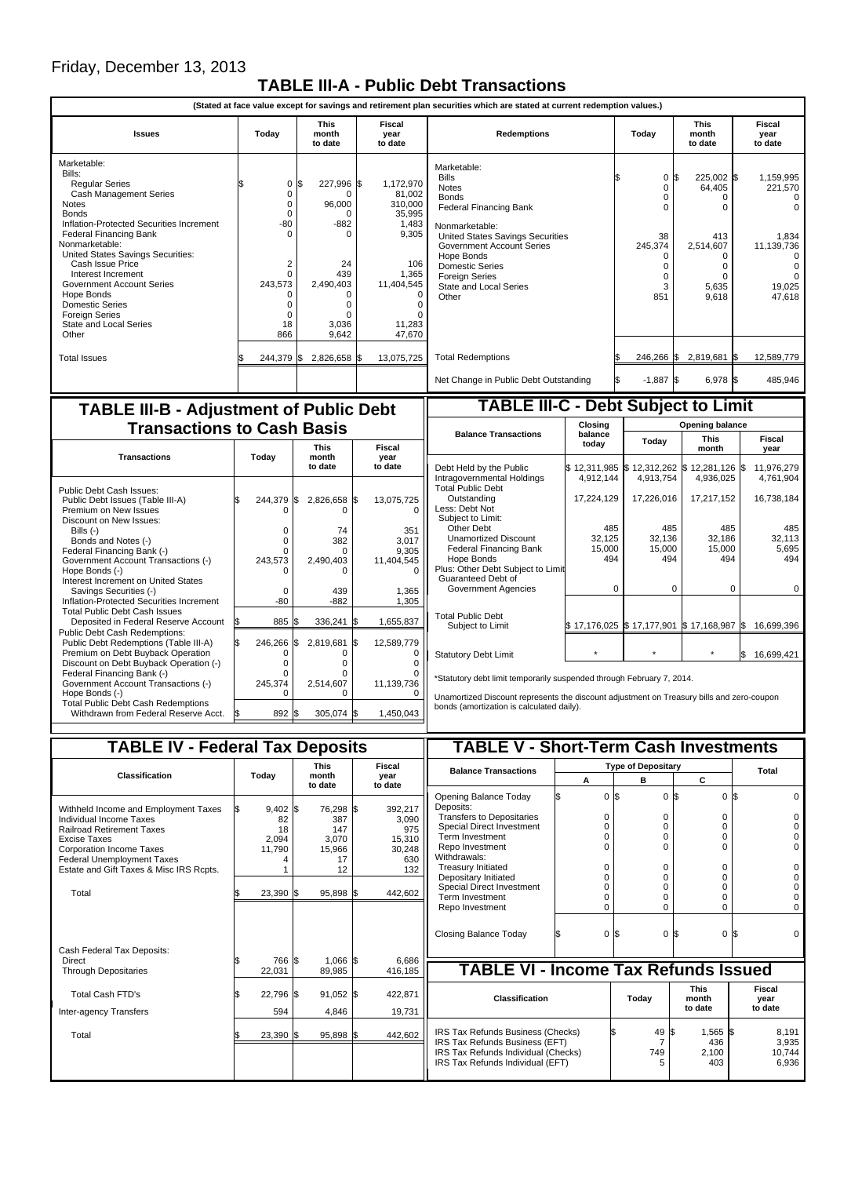Friday, December 13, 2013

# TABLE III-A - Public Debt Transactions

(Stated at face value except for savings and retirement plan securities which are stated at current redemption values.)

| Issues | Today | This month to date | Fiscal year to date |
|---|---|---|---|
| Marketable: | | | |
| Bills: | | | |
| Regular Series | $ 0 | $ 227,996 | $ 1,172,970 |
| Cash Management Series | 0 | 0 | 81,002 |
| Notes | 0 | 96,000 | 310,000 |
| Bonds | 0 | 0 | 35,995 |
| Inflation-Protected Securities Increment | -80 | -882 | 1,483 |
| Federal Financing Bank | 0 | 0 | 9,305 |
| Nonmarketable: | | | |
| United States Savings Securities: | | | |
| Cash Issue Price | 2 | 24 | 106 |
| Interest Increment | 0 | 439 | 1,365 |
| Government Account Series | 243,573 | 2,490,403 | 11,404,545 |
| Hope Bonds | 0 | 0 | 0 |
| Domestic Series | 0 | 0 | 0 |
| Foreign Series | 0 | 0 | 0 |
| State and Local Series | 18 | 3,036 | 11,283 |
| Other | 866 | 9,642 | 47,670 |
| Total Issues | $ 244,379 | $ 2,826,658 | $ 13,075,725 |

| Redemptions | Today | This month to date | Fiscal year to date |
|---|---|---|---|
| Marketable: | | | |
| Bills | $ 0 | $ 225,002 | $ 1,159,995 |
| Notes | 0 | 64,405 | 221,570 |
| Bonds | 0 | 0 | 0 |
| Federal Financing Bank | 0 | 0 | 0 |
| Nonmarketable: | | | |
| United States Savings Securities | 38 | 413 | 1,834 |
| Government Account Series | 245,374 | 2,514,607 | 11,139,736 |
| Hope Bonds | 0 | 0 | 0 |
| Domestic Series | 0 | 0 | 0 |
| Foreign Series | 0 | 0 | 0 |
| State and Local Series | 3 | 5,635 | 19,025 |
| Other | 851 | 9,618 | 47,618 |
| Total Redemptions | $ 246,266 | $ 2,819,681 | $ 12,589,779 |
| Net Change in Public Debt Outstanding | $ -1,887 | $ 6,978 | $ 485,946 |

# TABLE III-B - Adjustment of Public Debt Transactions to Cash Basis

| Transactions | Today | This month to date | Fiscal year to date |
|---|---|---|---|
| Public Debt Cash Issues: | | | |
| Public Debt Issues (Table III-A) | $ 244,379 | $ 2,826,658 | $ 13,075,725 |
| Premium on New Issues | 0 | 0 | 0 |
| Discount on New Issues: | | | |
| Bills (-) | 0 | 74 | 351 |
| Bonds and Notes (-) | 0 | 382 | 3,017 |
| Federal Financing Bank (-) | 0 | 0 | 9,305 |
| Government Account Transactions (-) | 243,573 | 2,490,403 | 11,404,545 |
| Hope Bonds (-) | 0 | 0 | 0 |
| Interest Increment on United States Savings Securities (-) | 0 | 439 | 1,365 |
| Inflation-Protected Securities Increment | -80 | -882 | 1,305 |
| Total Public Debt Cash Issues Deposited in Federal Reserve Account | $ 885 | $ 336,241 | $ 1,655,837 |
| Public Debt Cash Redemptions: | | | |
| Public Debt Redemptions (Table III-A) | $ 246,266 | $ 2,819,681 | $ 12,589,779 |
| Premium on Debt Buyback Operation | 0 | 0 | 0 |
| Discount on Debt Buyback Operation (-) | 0 | 0 | 0 |
| Federal Financing Bank (-) | 0 | 0 | 0 |
| Government Account Transactions (-) | 245,374 | 2,514,607 | 11,139,736 |
| Hope Bonds (-) | 0 | 0 | 0 |
| Total Public Debt Cash Redemptions Withdrawn from Federal Reserve Acct. | $ 892 | $ 305,074 | $ 1,450,043 |

# TABLE III-C - Debt Subject to Limit

| Balance Transactions | Closing balance today | Opening balance Today | Opening balance This month | Opening balance Fiscal year |
|---|---|---|---|---|
| Debt Held by the Public | $ 12,311,985 | $ 12,312,262 | $ 12,281,126 | $ 11,976,279 |
| Intragovernmental Holdings | 4,912,144 | 4,913,754 | 4,936,025 | 4,761,904 |
| Total Public Debt Outstanding | 17,224,129 | 17,226,016 | 17,217,152 | 16,738,184 |
| Less: Debt Not Subject to Limit: | | | | |
| Other Debt | 485 | 485 | 485 | 485 |
| Unamortized Discount | 32,125 | 32,136 | 32,186 | 32,113 |
| Federal Financing Bank | 15,000 | 15,000 | 15,000 | 5,695 |
| Hope Bonds | 494 | 494 | 494 | 494 |
| Plus: Other Debt Subject to Limit | | | | |
| Guaranteed Debt of Government Agencies | 0 | 0 | 0 | 0 |
| Total Public Debt Subject to Limit | $ 17,176,025 | $ 17,177,901 | $ 17,168,987 | $ 16,699,396 |
| Statutory Debt Limit | * | * | * | $ 16,699,421 |

*Statutory debt limit temporarily suspended through February 7, 2014.

Unamortized Discount represents the discount adjustment on Treasury bills and zero-coupon bonds (amortization is calculated daily).

# TABLE IV - Federal Tax Deposits

| Classification | Today | This month to date | Fiscal year to date |
|---|---|---|---|
| Withheld Income and Employment Taxes | $ 9,402 | $ 76,298 | $ 392,217 |
| Individual Income Taxes | 82 | 387 | 3,090 |
| Railroad Retirement Taxes | 18 | 147 | 975 |
| Excise Taxes | 2,094 | 3,070 | 15,310 |
| Corporation Income Taxes | 11,790 | 15,966 | 30,248 |
| Federal Unemployment Taxes | 4 | 17 | 630 |
| Estate and Gift Taxes & Misc IRS Rcpts. | 1 | 12 | 132 |
| Total | $ 23,390 | $ 95,898 | $ 442,602 |
| Cash Federal Tax Deposits: | | | |
| Direct | $ 766 | $ 1,066 | $ 6,686 |
| Through Depositaries | 22,031 | 89,985 | 416,185 |
| Total Cash FTD's | $ 22,796 | $ 91,052 | $ 422,871 |
| Inter-agency Transfers | 594 | 4,846 | 19,731 |
| Total | $ 23,390 | $ 95,898 | $ 442,602 |

# TABLE V - Short-Term Cash Investments

| Balance Transactions | Type of Depositary A | Type of Depositary B | Type of Depositary C | Total |
|---|---|---|---|---|
| Opening Balance Today | $ 0 | $ 0 | $ 0 | $ 0 |
| Deposits: | | | | |
| Transfers to Depositaries | 0 | 0 | 0 | 0 |
| Special Direct Investment | 0 | 0 | 0 | 0 |
| Term Investment | 0 | 0 | 0 | 0 |
| Repo Investment | 0 | 0 | 0 | 0 |
| Withdrawals: | | | | |
| Treasury Initiated | 0 | 0 | 0 | 0 |
| Depositary Initiated | 0 | 0 | 0 | 0 |
| Special Direct Investment | 0 | 0 | 0 | 0 |
| Term Investment | 0 | 0 | 0 | 0 |
| Repo Investment | 0 | 0 | 0 | 0 |
| Closing Balance Today | $ 0 | $ 0 | $ 0 | $ 0 |

# TABLE VI - Income Tax Refunds Issued

| Classification | Today | This month to date | Fiscal year to date |
|---|---|---|---|
| IRS Tax Refunds Business (Checks) | $ 49 | $ 1,565 | $ 8,191 |
| IRS Tax Refunds Business (EFT) | 7 | 436 | 3,935 |
| IRS Tax Refunds Individual (Checks) | 749 | 2,100 | 10,744 |
| IRS Tax Refunds Individual (EFT) | 5 | 403 | 6,936 |